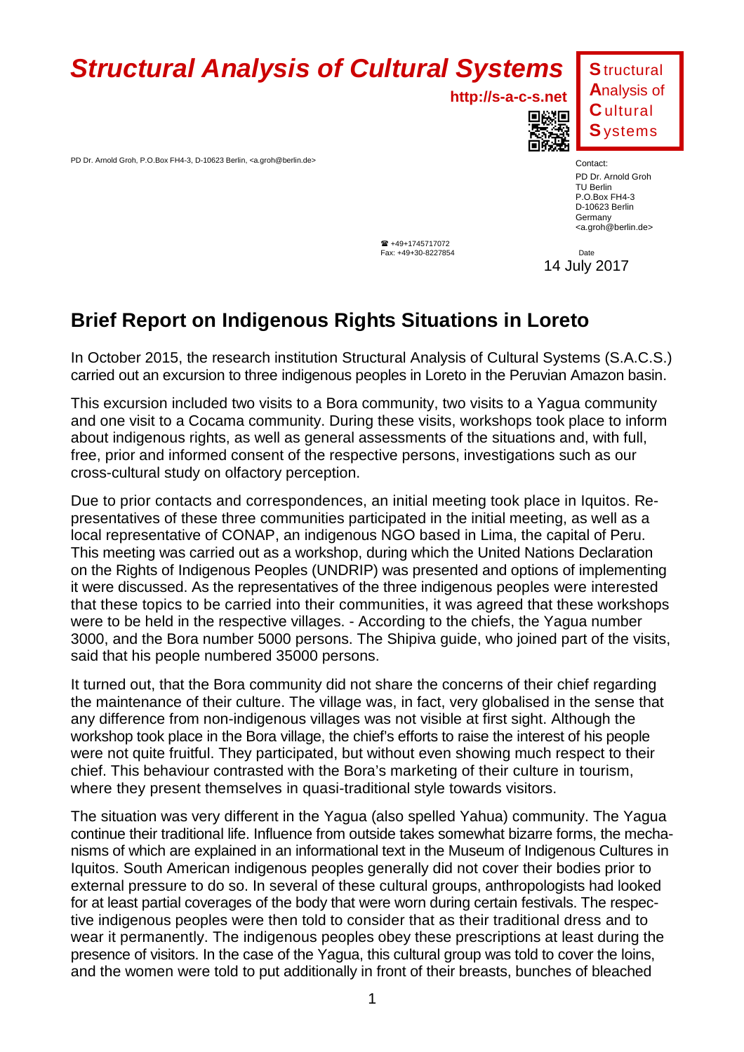# *Structural Analysis of Cultural Systems*

**http://s-a-c-s.net**

**S**tructural **A**nalysis of **C**ultural **S**ystems

PD Dr. Arnold Groh, P.O.Box FH4-3, D-10623 Berlin, <a.groh@berlin.de>

Contact:
PD Dr. Arnold Groh
TU Berlin
P.O.Box FH4-3
D-10623 Berlin
Germany
<a.groh@berlin.de>

☎ +49+1745717072
Fax: +49+30-8227854

Date
14 July 2017

## Brief Report on Indigenous Rights Situations in Loreto

In October 2015, the research institution Structural Analysis of Cultural Systems (S.A.C.S.) carried out an excursion to three indigenous peoples in Loreto in the Peruvian Amazon basin.

This excursion included two visits to a Bora community, two visits to a Yagua community and one visit to a Cocama community. During these visits, workshops took place to inform about indigenous rights, as well as general assessments of the situations and, with full, free, prior and informed consent of the respective persons, investigations such as our cross-cultural study on olfactory perception.

Due to prior contacts and correspondences, an initial meeting took place in Iquitos. Representatives of these three communities participated in the initial meeting, as well as a local representative of CONAP, an indigenous NGO based in Lima, the capital of Peru. This meeting was carried out as a workshop, during which the United Nations Declaration on the Rights of Indigenous Peoples (UNDRIP) was presented and options of implementing it were discussed. As the representatives of the three indigenous peoples were interested that these topics to be carried into their communities, it was agreed that these workshops were to be held in the respective villages. - According to the chiefs, the Yagua number 3000, and the Bora number 5000 persons. The Shipiva guide, who joined part of the visits, said that his people numbered 35000 persons.

It turned out, that the Bora community did not share the concerns of their chief regarding the maintenance of their culture. The village was, in fact, very globalised in the sense that any difference from non-indigenous villages was not visible at first sight. Although the workshop took place in the Bora village, the chief's efforts to raise the interest of his people were not quite fruitful. They participated, but without even showing much respect to their chief. This behaviour contrasted with the Bora's marketing of their culture in tourism, where they present themselves in quasi-traditional style towards visitors.

The situation was very different in the Yagua (also spelled Yahua) community. The Yagua continue their traditional life. Influence from outside takes somewhat bizarre forms, the mechanisms of which are explained in an informational text in the Museum of Indigenous Cultures in Iquitos. South American indigenous peoples generally did not cover their bodies prior to external pressure to do so. In several of these cultural groups, anthropologists had looked for at least partial coverages of the body that were worn during certain festivals. The respective indigenous peoples were then told to consider that as their traditional dress and to wear it permanently. The indigenous peoples obey these prescriptions at least during the presence of visitors. In the case of the Yagua, this cultural group was told to cover the loins, and the women were told to put additionally in front of their breasts, bunches of bleached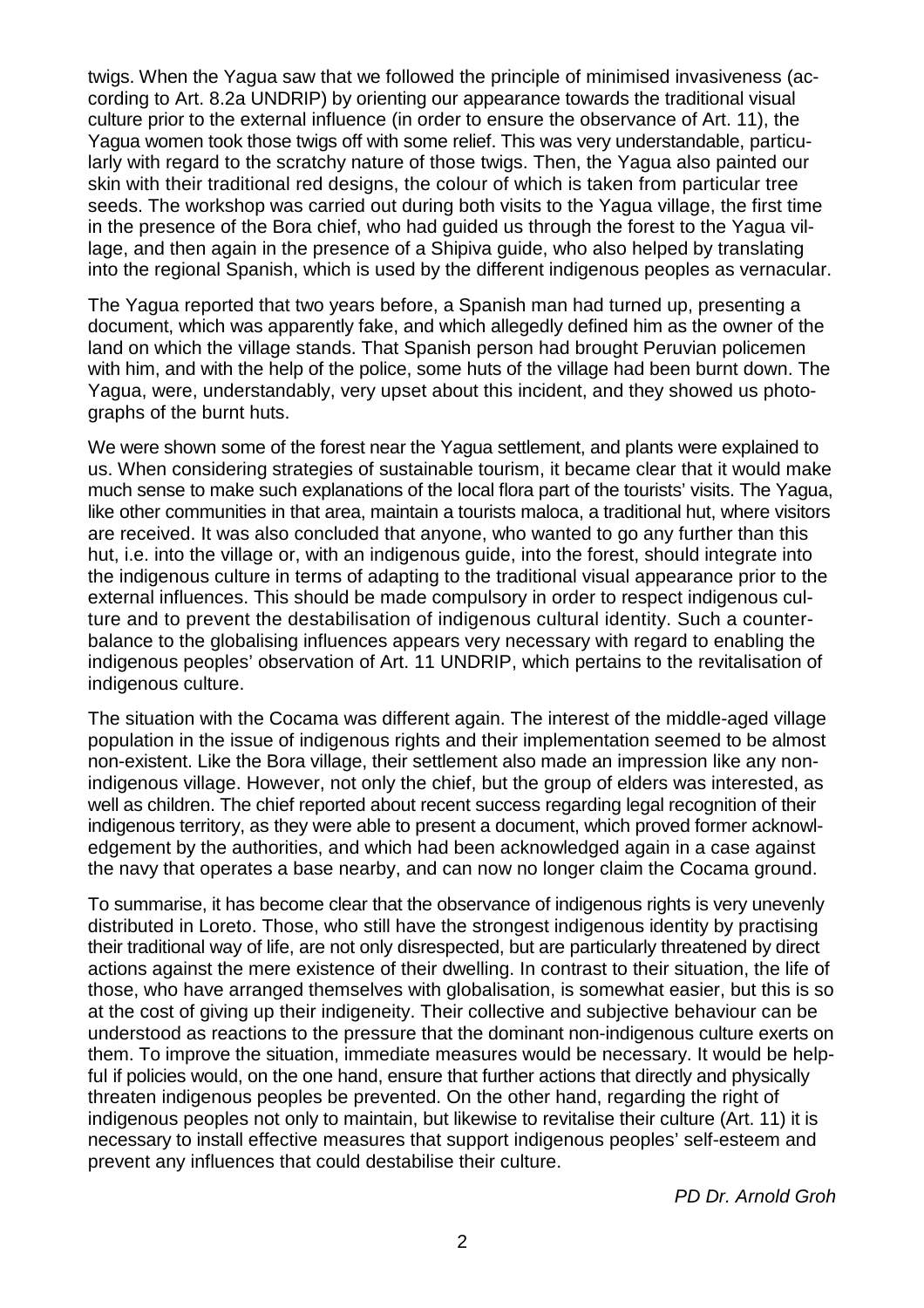twigs. When the Yagua saw that we followed the principle of minimised invasiveness (according to Art. 8.2a UNDRIP) by orienting our appearance towards the traditional visual culture prior to the external influence (in order to ensure the observance of Art. 11), the Yagua women took those twigs off with some relief. This was very understandable, particularly with regard to the scratchy nature of those twigs. Then, the Yagua also painted our skin with their traditional red designs, the colour of which is taken from particular tree seeds. The workshop was carried out during both visits to the Yagua village, the first time in the presence of the Bora chief, who had guided us through the forest to the Yagua village, and then again in the presence of a Shipiva guide, who also helped by translating into the regional Spanish, which is used by the different indigenous peoples as vernacular.

The Yagua reported that two years before, a Spanish man had turned up, presenting a document, which was apparently fake, and which allegedly defined him as the owner of the land on which the village stands. That Spanish person had brought Peruvian policemen with him, and with the help of the police, some huts of the village had been burnt down. The Yagua, were, understandably, very upset about this incident, and they showed us photographs of the burnt huts.

We were shown some of the forest near the Yagua settlement, and plants were explained to us. When considering strategies of sustainable tourism, it became clear that it would make much sense to make such explanations of the local flora part of the tourists' visits. The Yagua, like other communities in that area, maintain a tourists maloca, a traditional hut, where visitors are received. It was also concluded that anyone, who wanted to go any further than this hut, i.e. into the village or, with an indigenous guide, into the forest, should integrate into the indigenous culture in terms of adapting to the traditional visual appearance prior to the external influences. This should be made compulsory in order to respect indigenous culture and to prevent the destabilisation of indigenous cultural identity. Such a counterbalance to the globalising influences appears very necessary with regard to enabling the indigenous peoples' observation of Art. 11 UNDRIP, which pertains to the revitalisation of indigenous culture.

The situation with the Cocama was different again. The interest of the middle-aged village population in the issue of indigenous rights and their implementation seemed to be almost non-existent. Like the Bora village, their settlement also made an impression like any non-indigenous village. However, not only the chief, but the group of elders was interested, as well as children. The chief reported about recent success regarding legal recognition of their indigenous territory, as they were able to present a document, which proved former acknowledgement by the authorities, and which had been acknowledged again in a case against the navy that operates a base nearby, and can now no longer claim the Cocama ground.

To summarise, it has become clear that the observance of indigenous rights is very unevenly distributed in Loreto. Those, who still have the strongest indigenous identity by practising their traditional way of life, are not only disrespected, but are particularly threatened by direct actions against the mere existence of their dwelling. In contrast to their situation, the life of those, who have arranged themselves with globalisation, is somewhat easier, but this is so at the cost of giving up their indigeneity. Their collective and subjective behaviour can be understood as reactions to the pressure that the dominant non-indigenous culture exerts on them. To improve the situation, immediate measures would be necessary. It would be helpful if policies would, on the one hand, ensure that further actions that directly and physically threaten indigenous peoples be prevented. On the other hand, regarding the right of indigenous peoples not only to maintain, but likewise to revitalise their culture (Art. 11) it is necessary to install effective measures that support indigenous peoples' self-esteem and prevent any influences that could destabilise their culture.

*PD Dr. Arnold Groh*